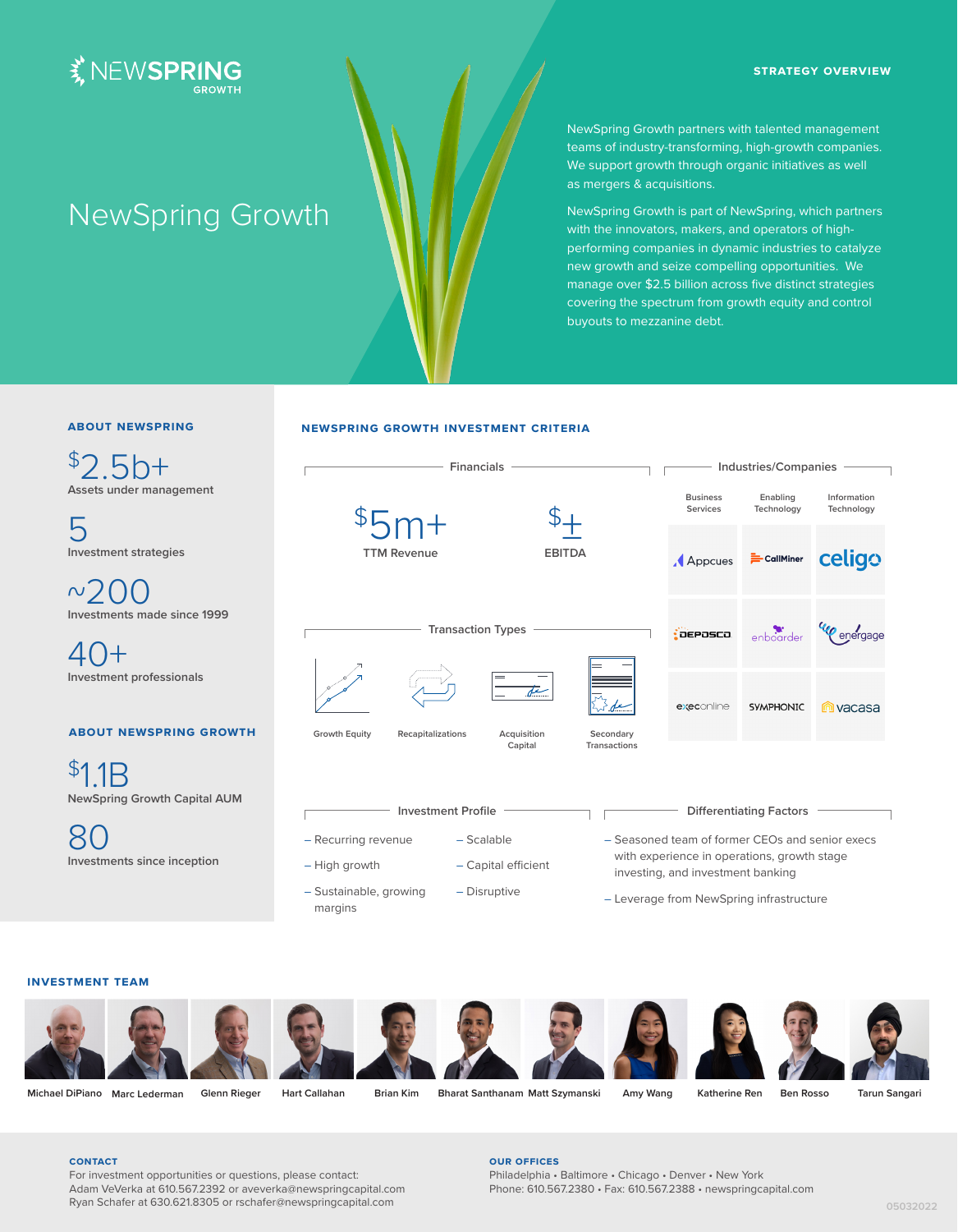NEWSPRING GROWTH

STRATEGY OVERVIEW

# NewSpring Growth

NewSpring Growth partners with talented management teams of industry-transforming, high-growth companies. We support growth through organic initiatives as well as mergers & acquisitions.

NewSpring Growth is part of NewSpring, which partners with the innovators, makers, and operators of high-performing companies in dynamic industries to catalyze new growth and seize compelling opportunities. We manage over $2.5 billion across five distinct strategies covering the spectrum from growth equity and control buyouts to mezzanine debt.

## ABOUT NEWSPRING

**$2.5b+**
Assets under management

**5**
Investment strategies

**~200**
Investments made since 1999

**40+**
Investment professionals

## ABOUT NEWSPRING GROWTH

**$1.1B**
NewSpring Growth Capital AUM

**80**
Investments since inception

## NEWSPRING GROWTH INVESTMENT CRITERIA

### Financials

**$5m+**
TTM Revenue

**$±**
EBITDA

### Industries/Companies

| Business Services | Enabling Technology | Information Technology |
|---|---|---|
| Appcues | CallMiner | celigo |
| DEPOSCO | enboarder | energage |
| execonline | SYMPHONIC | vacasa |

### Transaction Types

- Growth Equity
- Recapitalizations
- Acquisition Capital
- Secondary Transactions

### Investment Profile

- Recurring revenue
- High growth
- Sustainable, growing margins
- Scalable
- Capital efficient
- Disruptive

### Differentiating Factors

- Seasoned team of former CEOs and senior execs with experience in operations, growth stage investing, and investment banking
- Leverage from NewSpring infrastructure

## INVESTMENT TEAM

Michael DiPiano, Marc Lederman, Glenn Rieger, Hart Callahan, Brian Kim, Bharat Santhanam, Matt Szymanski, Amy Wang, Katherine Ren, Ben Rosso, Tarun Sangari

**CONTACT**
For investment opportunities or questions, please contact:
Adam VeVerka at 610.567.2392 or aveverka@newspringcapital.com
Ryan Schafer at 630.621.8305 or rschafer@newspringcapital.com

**OUR OFFICES**
Philadelphia • Baltimore • Chicago • Denver • New York
Phone: 610.567.2380 • Fax: 610.567.2388 • newspringcapital.com

05032022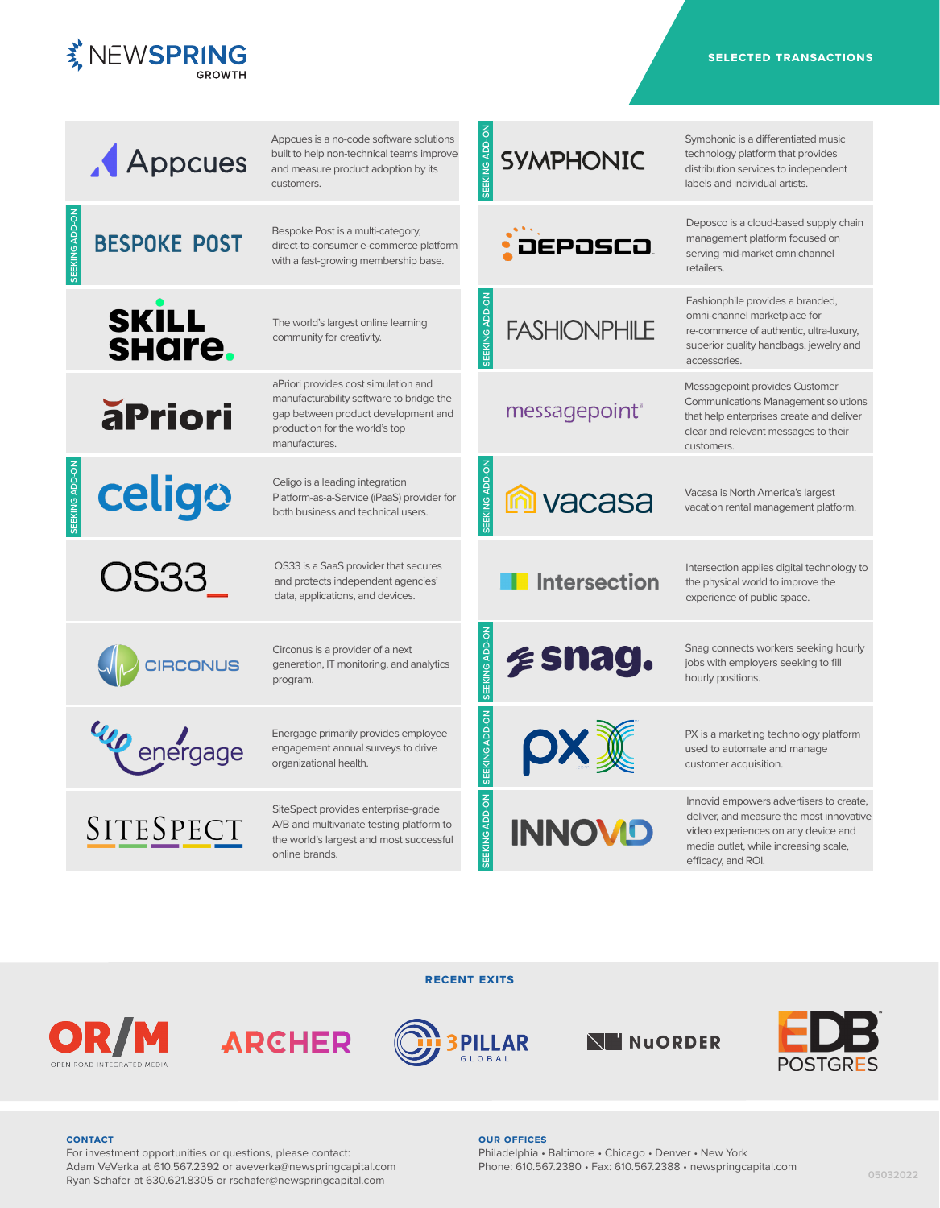## SELECTED TRANSACTIONS

| Company | Description | Company | Description |
|---|---|---|---|
| Appcues | Appcues is a no-code software solutions built to help non-technical teams improve and measure product adoption by its customers. | SYMPHONIC (SEEKING ADD-ON) | Symphonic is a differentiated music technology platform that provides distribution services to independent labels and individual artists. |
| BESPOKE POST (SEEKING ADD-ON) | Bespoke Post is a multi-category, direct-to-consumer e-commerce platform with a fast-growing membership base. | DEPOSCO | Deposco is a cloud-based supply chain management platform focused on serving mid-market omnichannel retailers. |
| SKILLSHARE | The world's largest online learning community for creativity. | FASHIONPHILE (SEEKING ADD-ON) | Fashionphile provides a branded, omni-channel marketplace for re-commerce of authentic, ultra-luxury, superior quality handbags, jewelry and accessories. |
| aPriori | aPriori provides cost simulation and manufacturability software to bridge the gap between product development and production for the world's top manufactures. | messagepoint | Messagepoint provides Customer Communications Management solutions that help enterprises create and deliver clear and relevant messages to their customers. |
| celigo (SEEKING ADD-ON) | Celigo is a leading integration Platform-as-a-Service (iPaaS) provider for both business and technical users. | vacasa (SEEKING ADD-ON) | Vacasa is North America's largest vacation rental management platform. |
| OS33 | OS33 is a SaaS provider that secures and protects independent agencies' data, applications, and devices. | Intersection | Intersection applies digital technology to the physical world to improve the experience of public space. |
| CIRCONUS | Circonus is a provider of a next generation, IT monitoring, and analytics program. | snag. (SEEKING ADD-ON) | Snag connects workers seeking hourly jobs with employers seeking to fill hourly positions. |
| energage | Energage primarily provides employee engagement annual surveys to drive organizational health. | PX (SEEKING ADD-ON) | PX is a marketing technology platform used to automate and manage customer acquisition. |
| SITESPECT | SiteSpect provides enterprise-grade A/B and multivariate testing platform to the world's largest and most successful online brands. | INNOVID (SEEKING ADD-ON) | Innovid empowers advertisers to create, deliver, and measure the most innovative video experiences on any device and media outlet, while increasing scale, efficacy, and ROI. |

## RECENT EXITS

OR/M Open Road Integrated Media • ARCHER • 3Pillar Global • NuORDER • EDB Postgres

**CONTACT**

For investment opportunities or questions, please contact:
Adam VeVerka at 610.567.2392 or aveverka@newspringcapital.com
Ryan Schafer at 630.621.8305 or rschafer@newspringcapital.com

**OUR OFFICES**

Philadelphia • Baltimore • Chicago • Denver • New York
Phone: 610.567.2380 • Fax: 610.567.2388 • newspringcapital.com

05032022